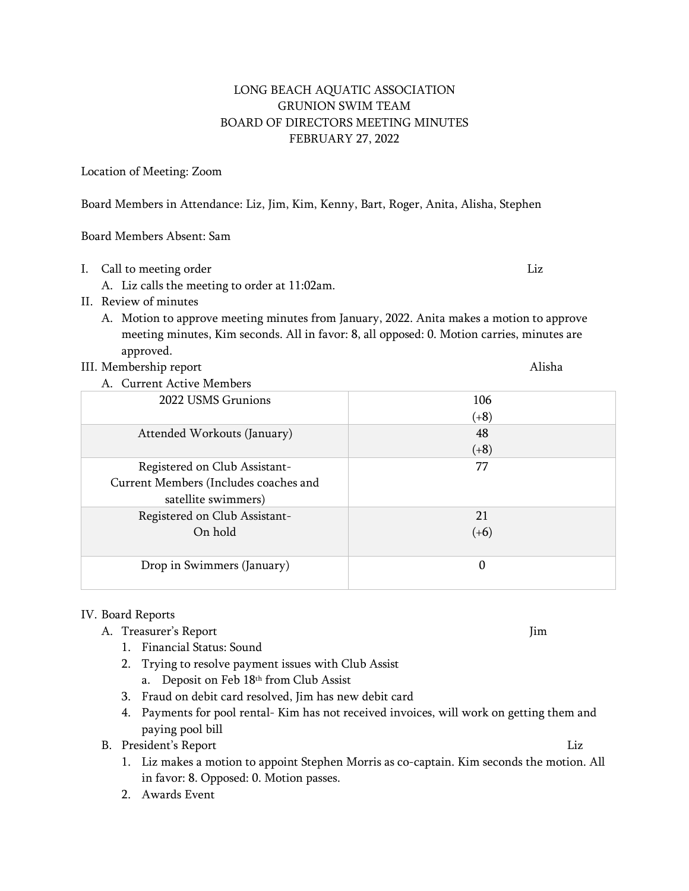# LONG BEACH AQUATIC ASSOCIATION
# GRUNION SWIM TEAM
# BOARD OF DIRECTORS MEETING MINUTES
# FEBRUARY 27, 2022

Location of Meeting: Zoom

Board Members in Attendance: Liz, Jim, Kim, Kenny, Bart, Roger, Anita, Alisha, Stephen

Board Members Absent: Sam

I. Call to meeting order — Liz
   A. Liz calls the meeting to order at 11:02am.

II. Review of minutes
   A. Motion to approve meeting minutes from January, 2022. Anita makes a motion to approve meeting minutes, Kim seconds. All in favor: 8, all opposed: 0. Motion carries, minutes are approved.

III. Membership report — Alisha
   A. Current Active Members

| | |
|---|---|
| 2022 USMS Grunions | 106 (+8) |
| Attended Workouts (January) | 48 (+8) |
| Registered on Club Assistant- Current Members (Includes coaches and satellite swimmers) | 77 |
| Registered on Club Assistant- On hold | 21 (+6) |
| Drop in Swimmers (January) | 0 |

IV. Board Reports
   A. Treasurer's Report — Jim
      1. Financial Status: Sound
      2. Trying to resolve payment issues with Club Assist
         a. Deposit on Feb 18th from Club Assist
      3. Fraud on debit card resolved, Jim has new debit card
      4. Payments for pool rental- Kim has not received invoices, will work on getting them and paying pool bill
   B. President's Report — Liz
      1. Liz makes a motion to appoint Stephen Morris as co-captain. Kim seconds the motion. All in favor: 8. Opposed: 0. Motion passes.
      2. Awards Event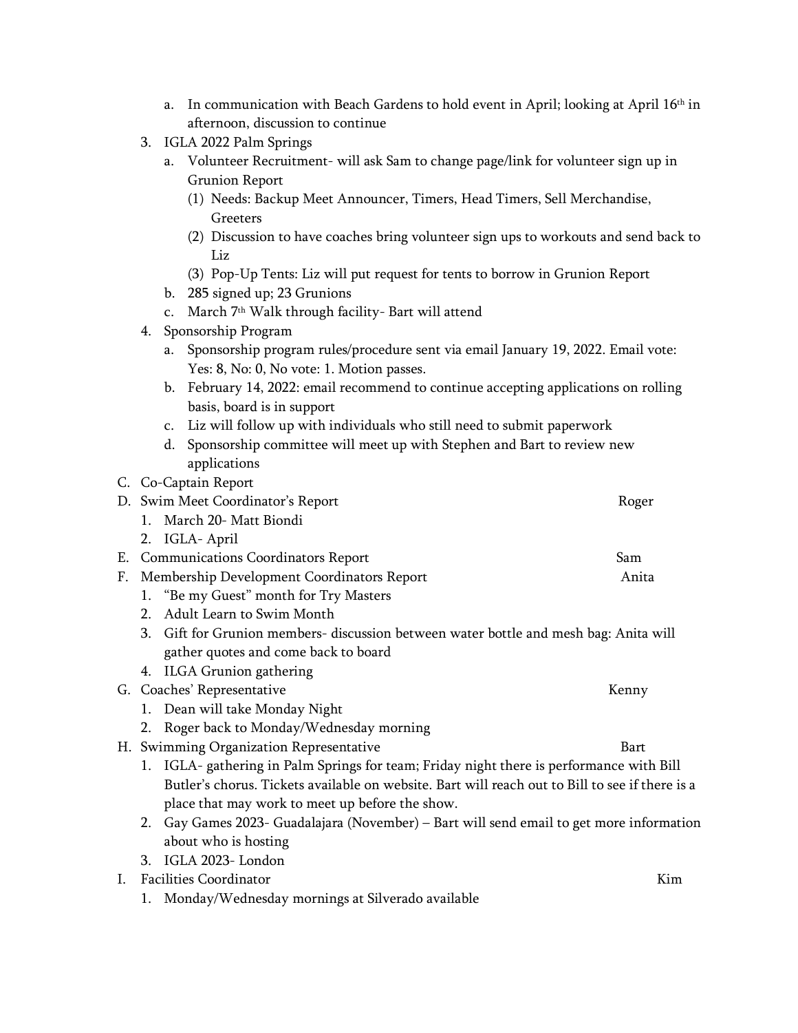a. In communication with Beach Gardens to hold event in April; looking at April 16th in afternoon, discussion to continue

3. IGLA 2022 Palm Springs
   a. Volunteer Recruitment- will ask Sam to change page/link for volunteer sign up in Grunion Report
      (1) Needs: Backup Meet Announcer, Timers, Head Timers, Sell Merchandise, Greeters
      (2) Discussion to have coaches bring volunteer sign ups to workouts and send back to Liz
      (3) Pop-Up Tents: Liz will put request for tents to borrow in Grunion Report
   b. 285 signed up; 23 Grunions
   c. March 7th Walk through facility- Bart will attend
4. Sponsorship Program
   a. Sponsorship program rules/procedure sent via email January 19, 2022. Email vote: Yes: 8, No: 0, No vote: 1. Motion passes.
   b. February 14, 2022: email recommend to continue accepting applications on rolling basis, board is in support
   c. Liz will follow up with individuals who still need to submit paperwork
   d. Sponsorship committee will meet up with Stephen and Bart to review new applications

C. Co-Captain Report

D. Swim Meet Coordinator's Report — Roger
   1. March 20- Matt Biondi
   2. IGLA- April

E. Communications Coordinators Report — Sam

F. Membership Development Coordinators Report — Anita
   1. "Be my Guest" month for Try Masters
   2. Adult Learn to Swim Month
   3. Gift for Grunion members- discussion between water bottle and mesh bag: Anita will gather quotes and come back to board
   4. ILGA Grunion gathering

G. Coaches' Representative — Kenny
   1. Dean will take Monday Night
   2. Roger back to Monday/Wednesday morning

H. Swimming Organization Representative — Bart
   1. IGLA- gathering in Palm Springs for team; Friday night there is performance with Bill Butler's chorus. Tickets available on website. Bart will reach out to Bill to see if there is a place that may work to meet up before the show.
   2. Gay Games 2023- Guadalajara (November) – Bart will send email to get more information about who is hosting
   3. IGLA 2023- London

I. Facilities Coordinator — Kim
   1. Monday/Wednesday mornings at Silverado available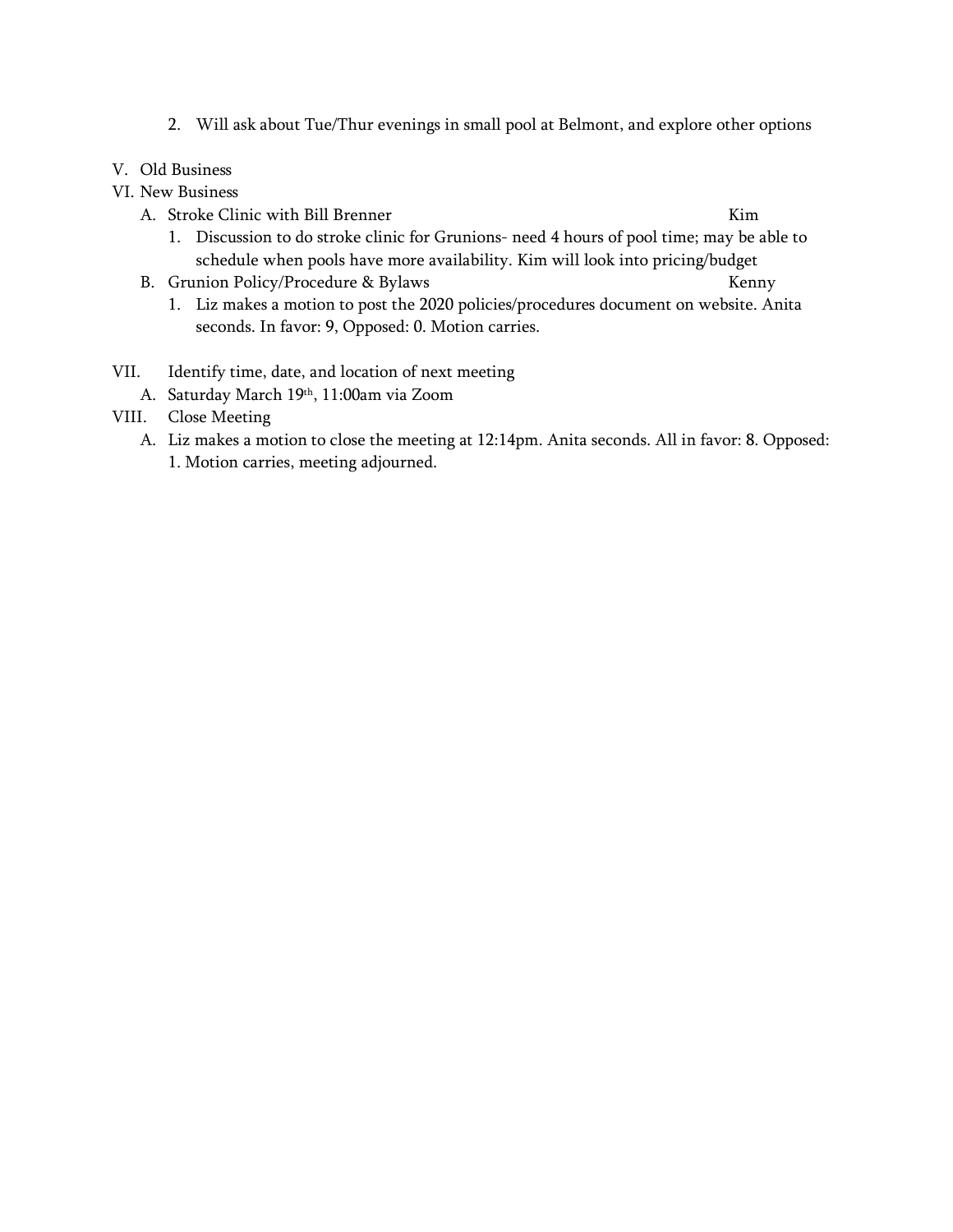2. Will ask about Tue/Thur evenings in small pool at Belmont, and explore other options

V. Old Business

VI. New Business

A. Stroke Clinic with Bill Brenner — Kim

1. Discussion to do stroke clinic for Grunions- need 4 hours of pool time; may be able to schedule when pools have more availability. Kim will look into pricing/budget

B. Grunion Policy/Procedure & Bylaws — Kenny

1. Liz makes a motion to post the 2020 policies/procedures document on website. Anita seconds. In favor: 9, Opposed: 0. Motion carries.

VII. Identify time, date, and location of next meeting

A. Saturday March 19th, 11:00am via Zoom

VIII. Close Meeting

A. Liz makes a motion to close the meeting at 12:14pm. Anita seconds. All in favor: 8. Opposed: 1. Motion carries, meeting adjourned.